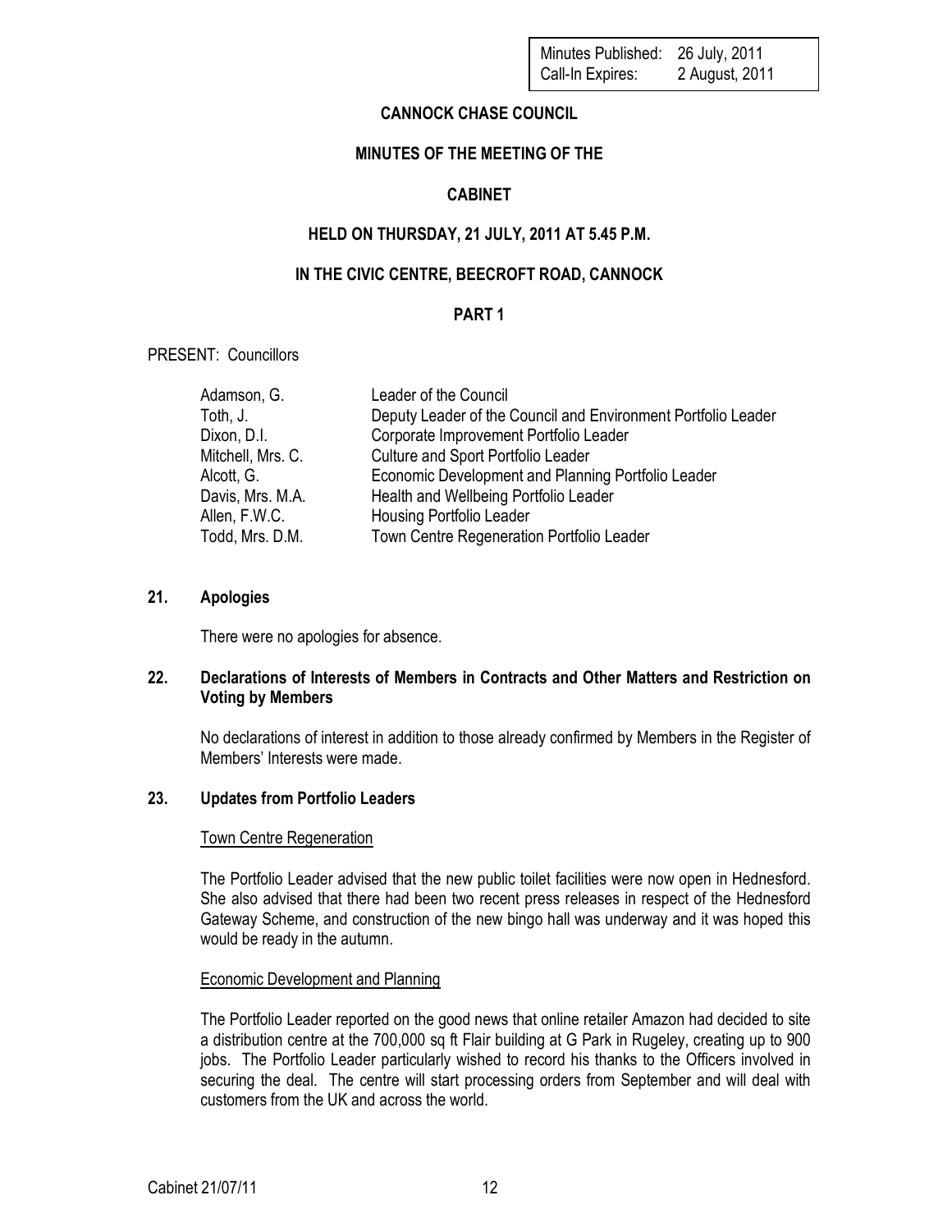| Minutes Published: | 26 July, 2011 |
| --- | --- |
| Call-In Expires: | 2 August, 2011 |

# CANNOCK CHASE COUNCIL

## MINUTES OF THE MEETING OF THE

## CABINET

## HELD ON THURSDAY, 21 JULY, 2011 AT 5.45 P.M.

## IN THE CIVIC CENTRE, BEECROFT ROAD, CANNOCK

## PART 1

PRESENT: Councillors

| | |
| --- | --- |
| Adamson, G. | Leader of the Council |
| Toth, J. | Deputy Leader of the Council and Environment Portfolio Leader |
| Dixon, D.I. | Corporate Improvement Portfolio Leader |
| Mitchell, Mrs. C. | Culture and Sport Portfolio Leader |
| Alcott, G. | Economic Development and Planning Portfolio Leader |
| Davis, Mrs. M.A. | Health and Wellbeing Portfolio Leader |
| Allen, F.W.C. | Housing Portfolio Leader |
| Todd, Mrs. D.M. | Town Centre Regeneration Portfolio Leader |

### 21. Apologies

There were no apologies for absence.

### 22. Declarations of Interests of Members in Contracts and Other Matters and Restriction on Voting by Members

No declarations of interest in addition to those already confirmed by Members in the Register of Members' Interests were made.

### 23. Updates from Portfolio Leaders

Town Centre Regeneration

The Portfolio Leader advised that the new public toilet facilities were now open in Hednesford. She also advised that there had been two recent press releases in respect of the Hednesford Gateway Scheme, and construction of the new bingo hall was underway and it was hoped this would be ready in the autumn.

Economic Development and Planning

The Portfolio Leader reported on the good news that online retailer Amazon had decided to site a distribution centre at the 700,000 sq ft Flair building at G Park in Rugeley, creating up to 900 jobs. The Portfolio Leader particularly wished to record his thanks to the Officers involved in securing the deal. The centre will start processing orders from September and will deal with customers from the UK and across the world.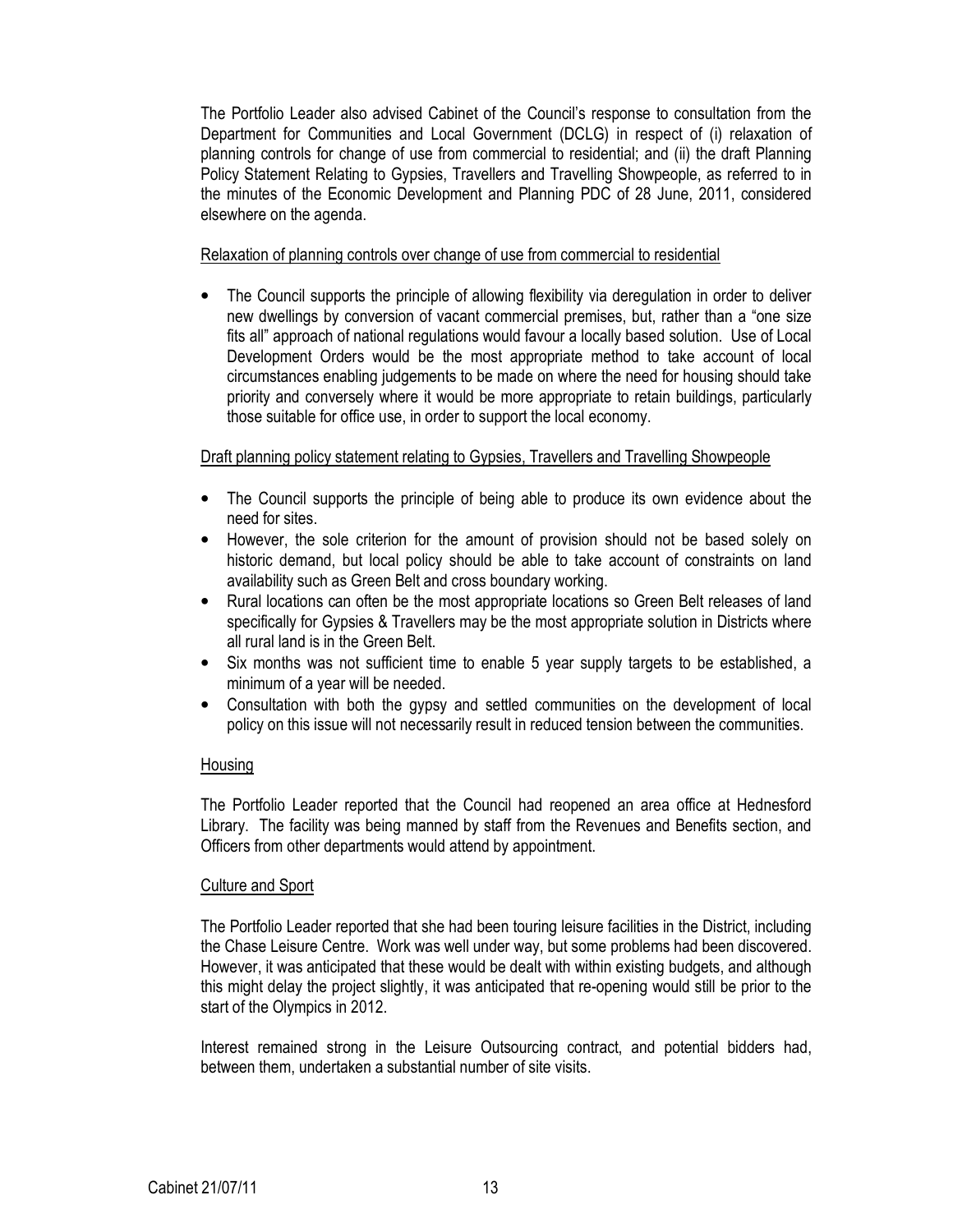The Portfolio Leader also advised Cabinet of the Council's response to consultation from the Department for Communities and Local Government (DCLG) in respect of (i) relaxation of planning controls for change of use from commercial to residential; and (ii) the draft Planning Policy Statement Relating to Gypsies, Travellers and Travelling Showpeople, as referred to in the minutes of the Economic Development and Planning PDC of 28 June, 2011, considered elsewhere on the agenda.

<u>Relaxation of planning controls over change of use from commercial to residential</u>

- The Council supports the principle of allowing flexibility via deregulation in order to deliver new dwellings by conversion of vacant commercial premises, but, rather than a "one size fits all" approach of national regulations would favour a locally based solution. Use of Local Development Orders would be the most appropriate method to take account of local circumstances enabling judgements to be made on where the need for housing should take priority and conversely where it would be more appropriate to retain buildings, particularly those suitable for office use, in order to support the local economy.

<u>Draft planning policy statement relating to Gypsies, Travellers and Travelling Showpeople</u>

- The Council supports the principle of being able to produce its own evidence about the need for sites.
- However, the sole criterion for the amount of provision should not be based solely on historic demand, but local policy should be able to take account of constraints on land availability such as Green Belt and cross boundary working.
- Rural locations can often be the most appropriate locations so Green Belt releases of land specifically for Gypsies & Travellers may be the most appropriate solution in Districts where all rural land is in the Green Belt.
- Six months was not sufficient time to enable 5 year supply targets to be established, a minimum of a year will be needed.
- Consultation with both the gypsy and settled communities on the development of local policy on this issue will not necessarily result in reduced tension between the communities.

<u>Housing</u>

The Portfolio Leader reported that the Council had reopened an area office at Hednesford Library. The facility was being manned by staff from the Revenues and Benefits section, and Officers from other departments would attend by appointment.

<u>Culture and Sport</u>

The Portfolio Leader reported that she had been touring leisure facilities in the District, including the Chase Leisure Centre. Work was well under way, but some problems had been discovered. However, it was anticipated that these would be dealt with within existing budgets, and although this might delay the project slightly, it was anticipated that re-opening would still be prior to the start of the Olympics in 2012.

Interest remained strong in the Leisure Outsourcing contract, and potential bidders had, between them, undertaken a substantial number of site visits.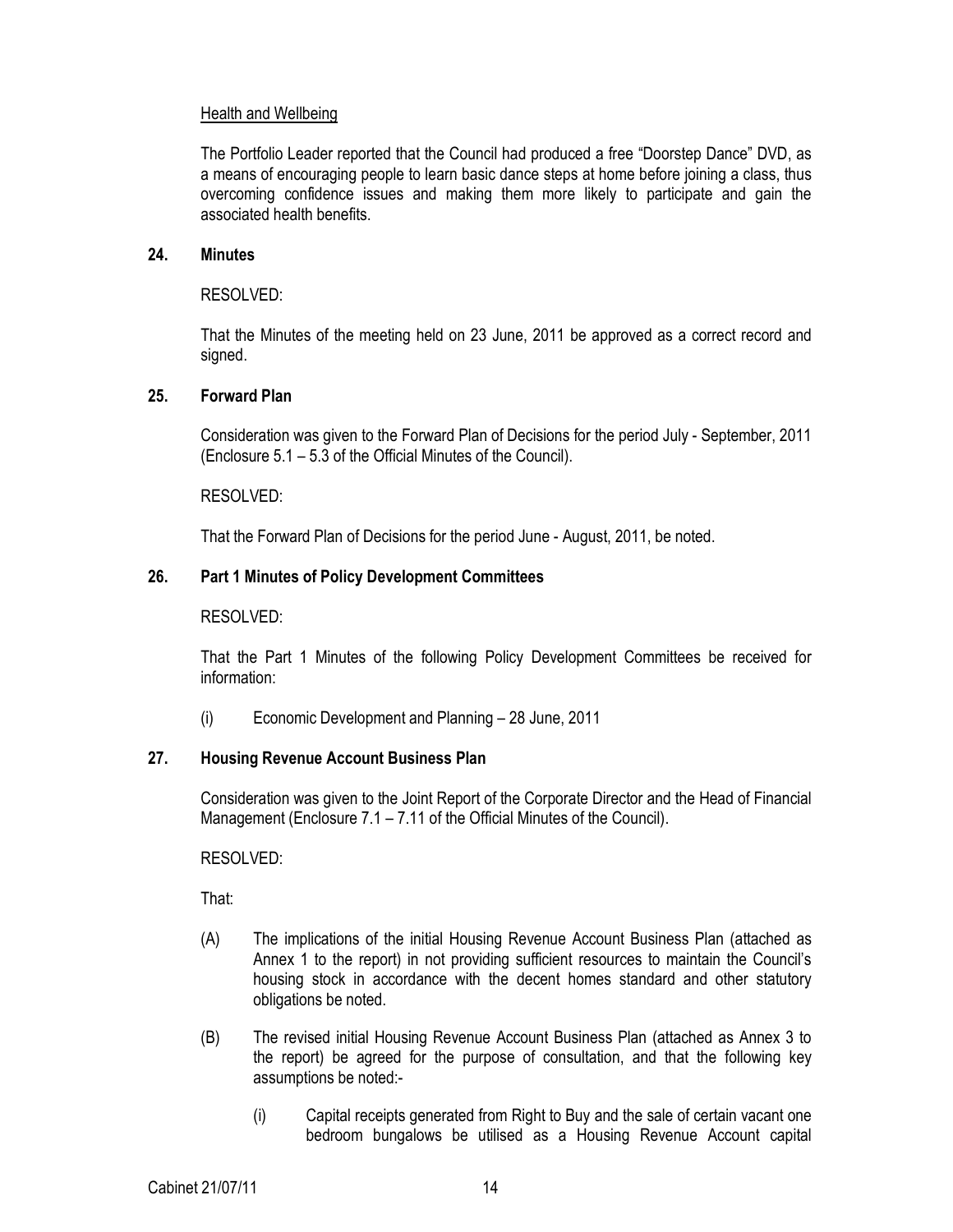Health and Wellbeing

The Portfolio Leader reported that the Council had produced a free "Doorstep Dance" DVD, as a means of encouraging people to learn basic dance steps at home before joining a class, thus overcoming confidence issues and making them more likely to participate and gain the associated health benefits.

## 24. Minutes

RESOLVED:

That the Minutes of the meeting held on 23 June, 2011 be approved as a correct record and signed.

## 25. Forward Plan

Consideration was given to the Forward Plan of Decisions for the period July - September, 2011 (Enclosure 5.1 – 5.3 of the Official Minutes of the Council).

RESOLVED:

That the Forward Plan of Decisions for the period June - August, 2011, be noted.

## 26. Part 1 Minutes of Policy Development Committees

RESOLVED:

That the Part 1 Minutes of the following Policy Development Committees be received for information:

(i) Economic Development and Planning – 28 June, 2011

## 27. Housing Revenue Account Business Plan

Consideration was given to the Joint Report of the Corporate Director and the Head of Financial Management (Enclosure 7.1 – 7.11 of the Official Minutes of the Council).

RESOLVED:

That:

(A) The implications of the initial Housing Revenue Account Business Plan (attached as Annex 1 to the report) in not providing sufficient resources to maintain the Council's housing stock in accordance with the decent homes standard and other statutory obligations be noted.

(B) The revised initial Housing Revenue Account Business Plan (attached as Annex 3 to the report) be agreed for the purpose of consultation, and that the following key assumptions be noted:-

   (i) Capital receipts generated from Right to Buy and the sale of certain vacant one bedroom bungalows be utilised as a Housing Revenue Account capital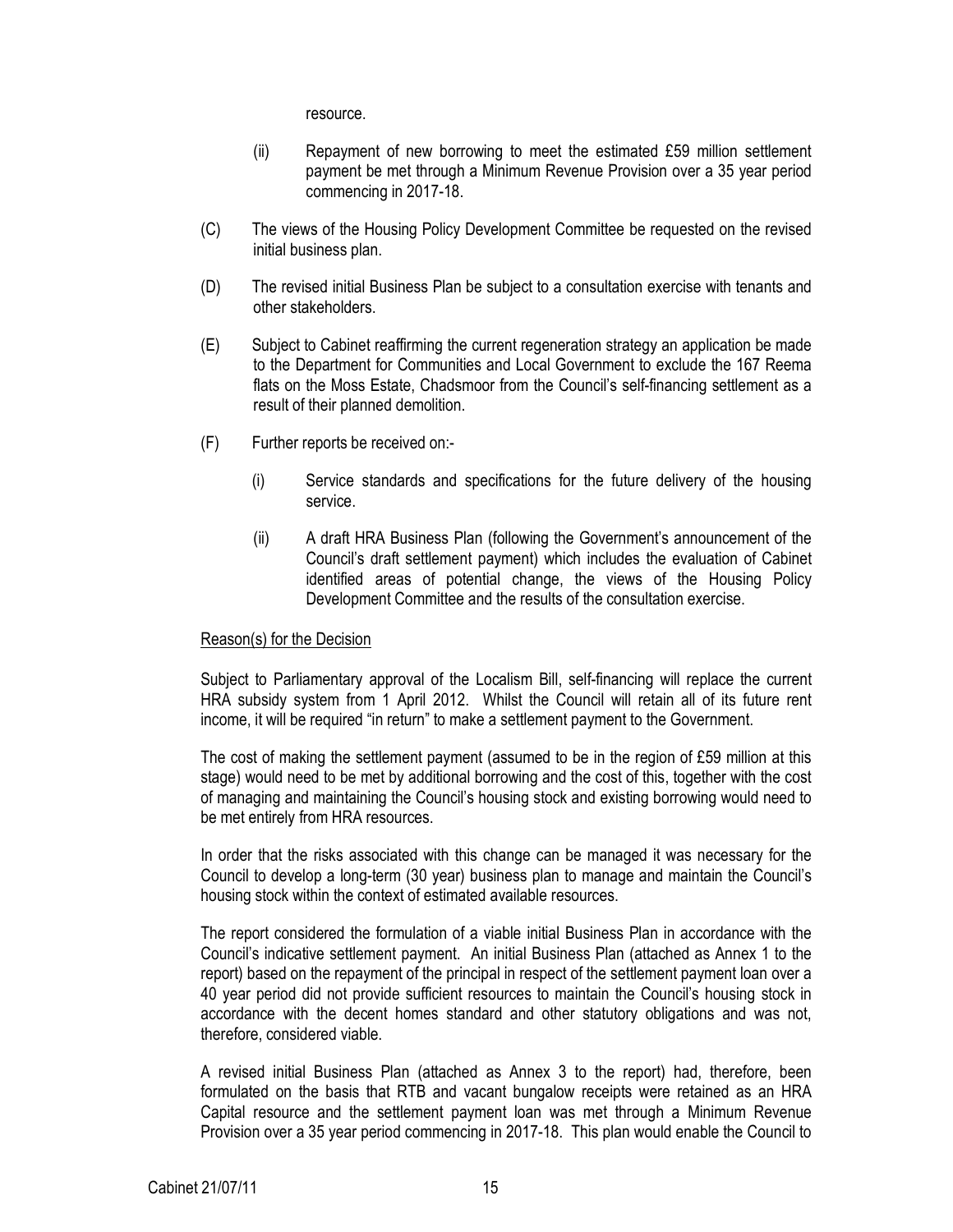resource.

(ii) Repayment of new borrowing to meet the estimated £59 million settlement payment be met through a Minimum Revenue Provision over a 35 year period commencing in 2017-18.

(C) The views of the Housing Policy Development Committee be requested on the revised initial business plan.

(D) The revised initial Business Plan be subject to a consultation exercise with tenants and other stakeholders.

(E) Subject to Cabinet reaffirming the current regeneration strategy an application be made to the Department for Communities and Local Government to exclude the 167 Reema flats on the Moss Estate, Chadsmoor from the Council's self-financing settlement as a result of their planned demolition.

(F) Further reports be received on:-

(i) Service standards and specifications for the future delivery of the housing service.

(ii) A draft HRA Business Plan (following the Government's announcement of the Council's draft settlement payment) which includes the evaluation of Cabinet identified areas of potential change, the views of the Housing Policy Development Committee and the results of the consultation exercise.

Reason(s) for the Decision

Subject to Parliamentary approval of the Localism Bill, self-financing will replace the current HRA subsidy system from 1 April 2012. Whilst the Council will retain all of its future rent income, it will be required "in return" to make a settlement payment to the Government.

The cost of making the settlement payment (assumed to be in the region of £59 million at this stage) would need to be met by additional borrowing and the cost of this, together with the cost of managing and maintaining the Council's housing stock and existing borrowing would need to be met entirely from HRA resources.

In order that the risks associated with this change can be managed it was necessary for the Council to develop a long-term (30 year) business plan to manage and maintain the Council's housing stock within the context of estimated available resources.

The report considered the formulation of a viable initial Business Plan in accordance with the Council's indicative settlement payment. An initial Business Plan (attached as Annex 1 to the report) based on the repayment of the principal in respect of the settlement payment loan over a 40 year period did not provide sufficient resources to maintain the Council's housing stock in accordance with the decent homes standard and other statutory obligations and was not, therefore, considered viable.

A revised initial Business Plan (attached as Annex 3 to the report) had, therefore, been formulated on the basis that RTB and vacant bungalow receipts were retained as an HRA Capital resource and the settlement payment loan was met through a Minimum Revenue Provision over a 35 year period commencing in 2017-18. This plan would enable the Council to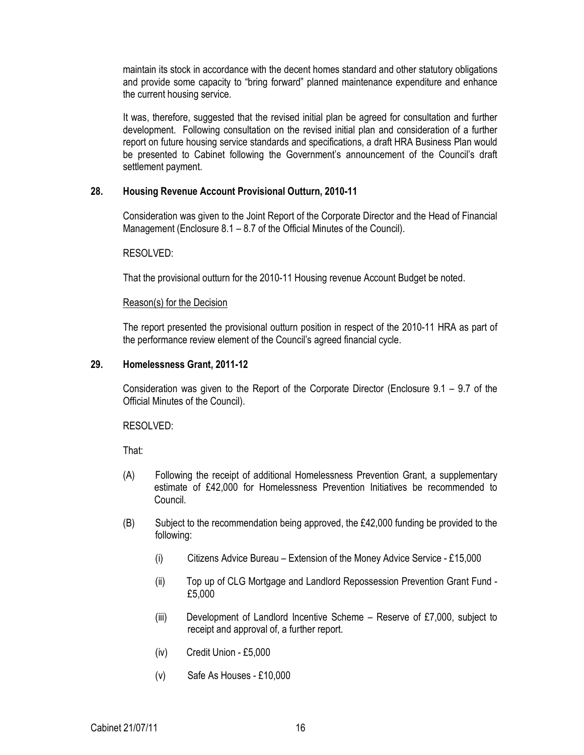maintain its stock in accordance with the decent homes standard and other statutory obligations and provide some capacity to "bring forward" planned maintenance expenditure and enhance the current housing service.

It was, therefore, suggested that the revised initial plan be agreed for consultation and further development. Following consultation on the revised initial plan and consideration of a further report on future housing service standards and specifications, a draft HRA Business Plan would be presented to Cabinet following the Government's announcement of the Council's draft settlement payment.

### 28. Housing Revenue Account Provisional Outturn, 2010-11

Consideration was given to the Joint Report of the Corporate Director and the Head of Financial Management (Enclosure 8.1 – 8.7 of the Official Minutes of the Council).

RESOLVED:

That the provisional outturn for the 2010-11 Housing revenue Account Budget be noted.

Reason(s) for the Decision

The report presented the provisional outturn position in respect of the 2010-11 HRA as part of the performance review element of the Council's agreed financial cycle.

### 29. Homelessness Grant, 2011-12

Consideration was given to the Report of the Corporate Director (Enclosure 9.1 – 9.7 of the Official Minutes of the Council).

RESOLVED:

That:

(A) Following the receipt of additional Homelessness Prevention Grant, a supplementary estimate of £42,000 for Homelessness Prevention Initiatives be recommended to Council.

(B) Subject to the recommendation being approved, the £42,000 funding be provided to the following:

   (i) Citizens Advice Bureau – Extension of the Money Advice Service - £15,000

   (ii) Top up of CLG Mortgage and Landlord Repossession Prevention Grant Fund - £5,000

   (iii) Development of Landlord Incentive Scheme – Reserve of £7,000, subject to receipt and approval of, a further report.

   (iv) Credit Union - £5,000

   (v) Safe As Houses - £10,000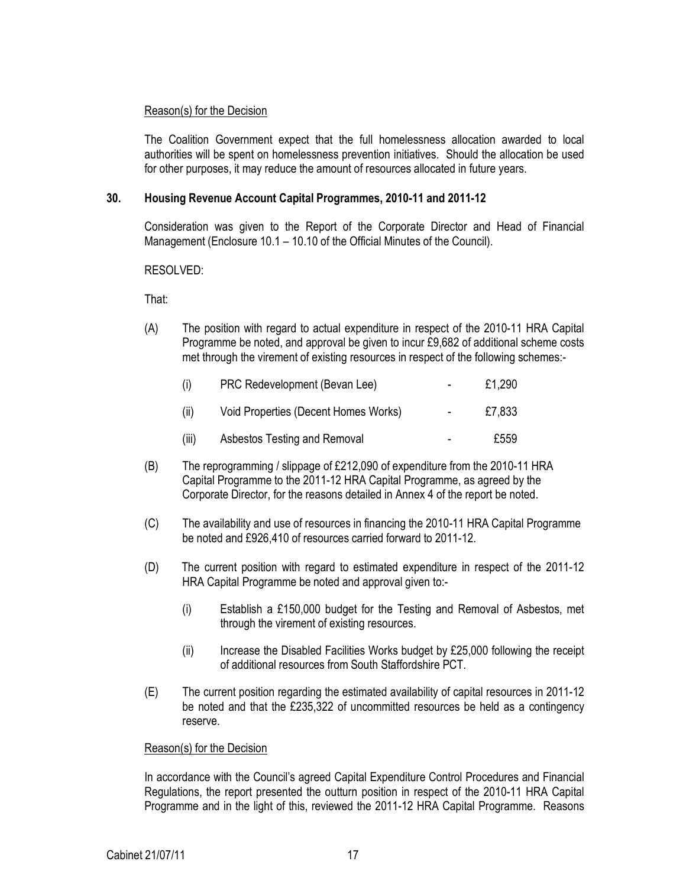Reason(s) for the Decision

The Coalition Government expect that the full homelessness allocation awarded to local authorities will be spent on homelessness prevention initiatives. Should the allocation be used for other purposes, it may reduce the amount of resources allocated in future years.

## 30. Housing Revenue Account Capital Programmes, 2010-11 and 2011-12

Consideration was given to the Report of the Corporate Director and Head of Financial Management (Enclosure 10.1 – 10.10 of the Official Minutes of the Council).

RESOLVED:

That:

(A) The position with regard to actual expenditure in respect of the 2010-11 HRA Capital Programme be noted, and approval be given to incur £9,682 of additional scheme costs met through the virement of existing resources in respect of the following schemes:-

| | | | |
|---|---|---|---|
| (i) | PRC Redevelopment (Bevan Lee) | - | £1,290 |
| (ii) | Void Properties (Decent Homes Works) | - | £7,833 |
| (iii) | Asbestos Testing and Removal | - | £559 |

(B) The reprogramming / slippage of £212,090 of expenditure from the 2010-11 HRA Capital Programme to the 2011-12 HRA Capital Programme, as agreed by the Corporate Director, for the reasons detailed in Annex 4 of the report be noted.

(C) The availability and use of resources in financing the 2010-11 HRA Capital Programme be noted and £926,410 of resources carried forward to 2011-12.

(D) The current position with regard to estimated expenditure in respect of the 2011-12 HRA Capital Programme be noted and approval given to:-

(i) Establish a £150,000 budget for the Testing and Removal of Asbestos, met through the virement of existing resources.

(ii) Increase the Disabled Facilities Works budget by £25,000 following the receipt of additional resources from South Staffordshire PCT.

(E) The current position regarding the estimated availability of capital resources in 2011-12 be noted and that the £235,322 of uncommitted resources be held as a contingency reserve.

Reason(s) for the Decision

In accordance with the Council's agreed Capital Expenditure Control Procedures and Financial Regulations, the report presented the outturn position in respect of the 2010-11 HRA Capital Programme and in the light of this, reviewed the 2011-12 HRA Capital Programme. Reasons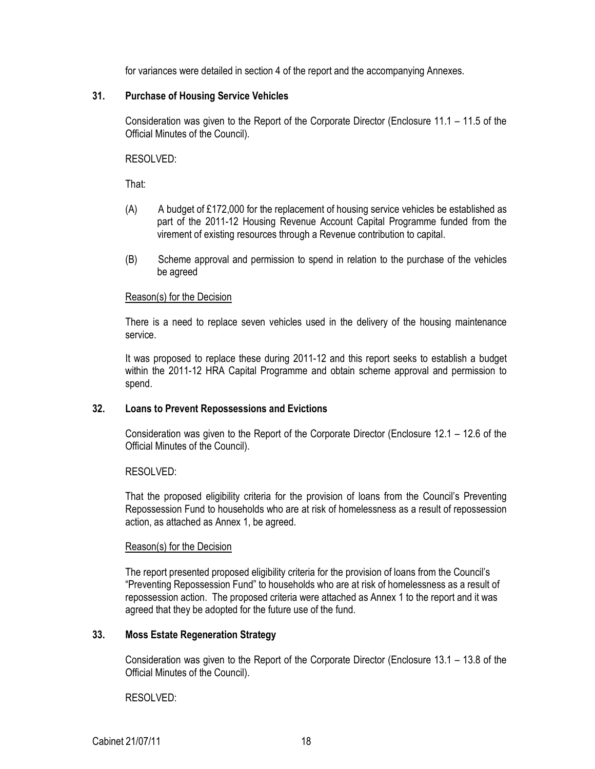for variances were detailed in section 4 of the report and the accompanying Annexes.

### 31. Purchase of Housing Service Vehicles

Consideration was given to the Report of the Corporate Director (Enclosure 11.1 – 11.5 of the Official Minutes of the Council).

RESOLVED:

That:

(A) A budget of £172,000 for the replacement of housing service vehicles be established as part of the 2011-12 Housing Revenue Account Capital Programme funded from the virement of existing resources through a Revenue contribution to capital.

(B) Scheme approval and permission to spend in relation to the purchase of the vehicles be agreed

Reason(s) for the Decision

There is a need to replace seven vehicles used in the delivery of the housing maintenance service.

It was proposed to replace these during 2011-12 and this report seeks to establish a budget within the 2011-12 HRA Capital Programme and obtain scheme approval and permission to spend.

### 32. Loans to Prevent Repossessions and Evictions

Consideration was given to the Report of the Corporate Director (Enclosure 12.1 – 12.6 of the Official Minutes of the Council).

RESOLVED:

That the proposed eligibility criteria for the provision of loans from the Council's Preventing Repossession Fund to households who are at risk of homelessness as a result of repossession action, as attached as Annex 1, be agreed.

Reason(s) for the Decision

The report presented proposed eligibility criteria for the provision of loans from the Council's "Preventing Repossession Fund" to households who are at risk of homelessness as a result of repossession action. The proposed criteria were attached as Annex 1 to the report and it was agreed that they be adopted for the future use of the fund.

### 33. Moss Estate Regeneration Strategy

Consideration was given to the Report of the Corporate Director (Enclosure 13.1 – 13.8 of the Official Minutes of the Council).

RESOLVED: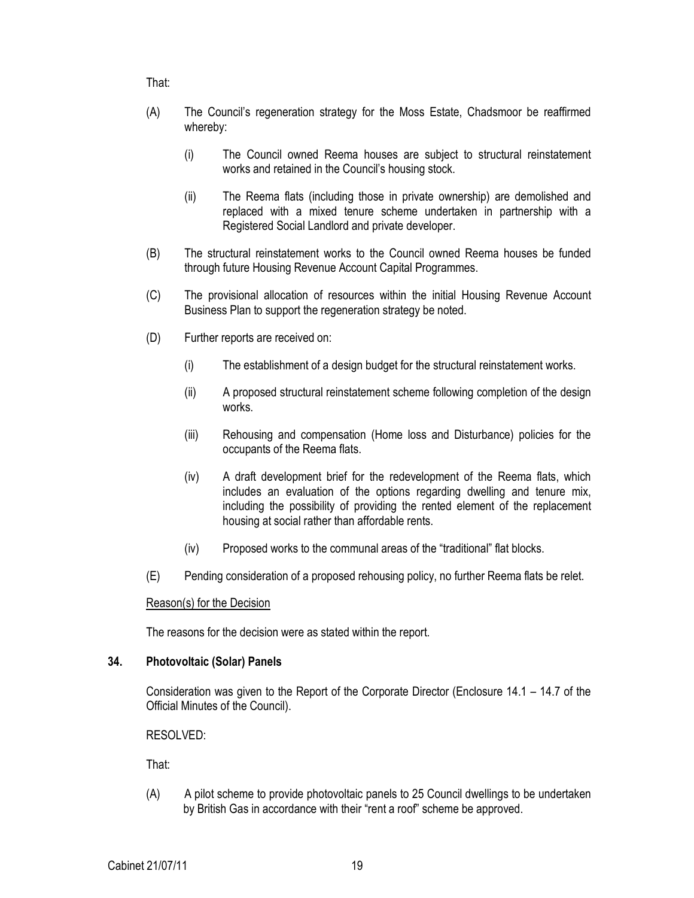That:

(A) The Council's regeneration strategy for the Moss Estate, Chadsmoor be reaffirmed whereby:

   (i) The Council owned Reema houses are subject to structural reinstatement works and retained in the Council's housing stock.

   (ii) The Reema flats (including those in private ownership) are demolished and replaced with a mixed tenure scheme undertaken in partnership with a Registered Social Landlord and private developer.

(B) The structural reinstatement works to the Council owned Reema houses be funded through future Housing Revenue Account Capital Programmes.

(C) The provisional allocation of resources within the initial Housing Revenue Account Business Plan to support the regeneration strategy be noted.

(D) Further reports are received on:

   (i) The establishment of a design budget for the structural reinstatement works.

   (ii) A proposed structural reinstatement scheme following completion of the design works.

   (iii) Rehousing and compensation (Home loss and Disturbance) policies for the occupants of the Reema flats.

   (iv) A draft development brief for the redevelopment of the Reema flats, which includes an evaluation of the options regarding dwelling and tenure mix, including the possibility of providing the rented element of the replacement housing at social rather than affordable rents.

   (iv) Proposed works to the communal areas of the "traditional" flat blocks.

(E) Pending consideration of a proposed rehousing policy, no further Reema flats be relet.

Reason(s) for the Decision

The reasons for the decision were as stated within the report.

### 34. Photovoltaic (Solar) Panels

Consideration was given to the Report of the Corporate Director (Enclosure 14.1 – 14.7 of the Official Minutes of the Council).

RESOLVED:

That:

(A) A pilot scheme to provide photovoltaic panels to 25 Council dwellings to be undertaken by British Gas in accordance with their "rent a roof" scheme be approved.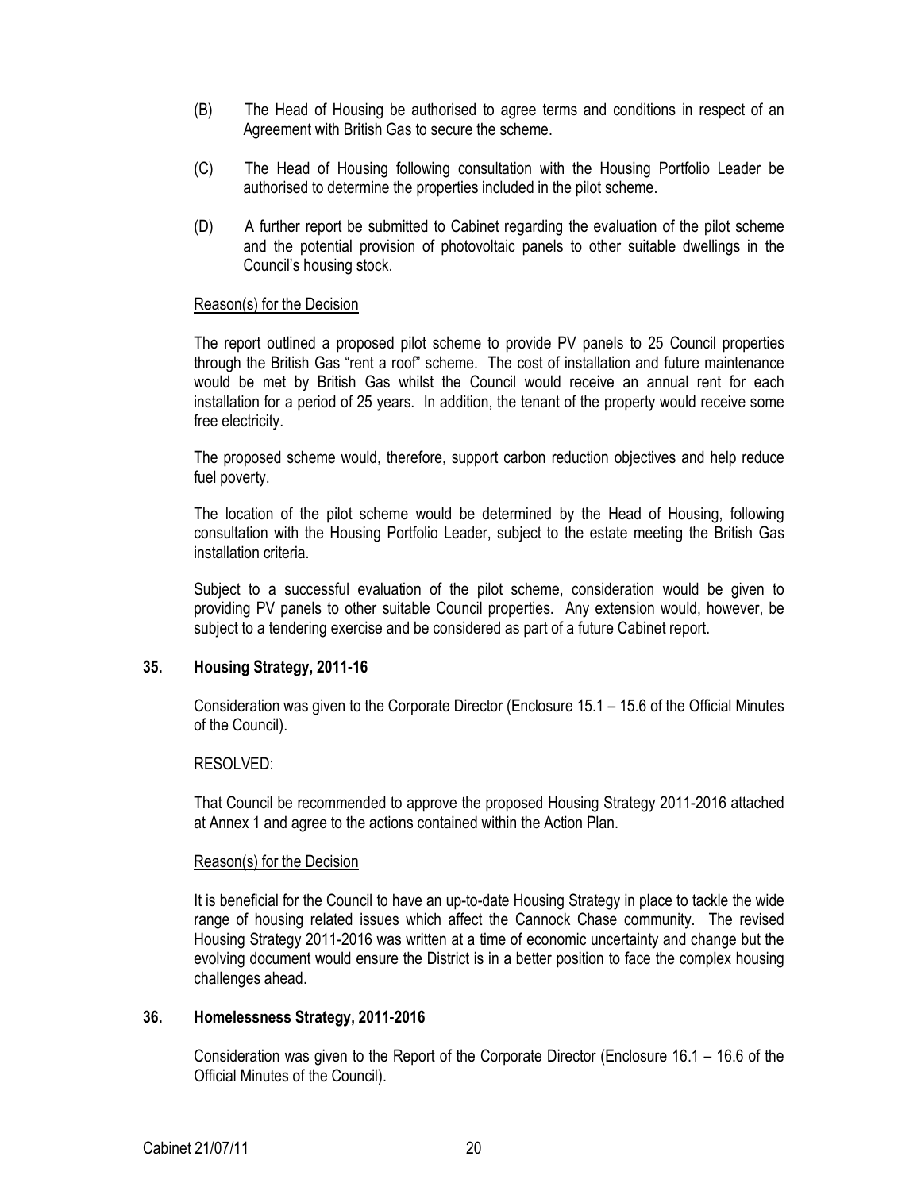(B) The Head of Housing be authorised to agree terms and conditions in respect of an Agreement with British Gas to secure the scheme.

(C) The Head of Housing following consultation with the Housing Portfolio Leader be authorised to determine the properties included in the pilot scheme.

(D) A further report be submitted to Cabinet regarding the evaluation of the pilot scheme and the potential provision of photovoltaic panels to other suitable dwellings in the Council's housing stock.

Reason(s) for the Decision

The report outlined a proposed pilot scheme to provide PV panels to 25 Council properties through the British Gas "rent a roof" scheme. The cost of installation and future maintenance would be met by British Gas whilst the Council would receive an annual rent for each installation for a period of 25 years. In addition, the tenant of the property would receive some free electricity.

The proposed scheme would, therefore, support carbon reduction objectives and help reduce fuel poverty.

The location of the pilot scheme would be determined by the Head of Housing, following consultation with the Housing Portfolio Leader, subject to the estate meeting the British Gas installation criteria.

Subject to a successful evaluation of the pilot scheme, consideration would be given to providing PV panels to other suitable Council properties. Any extension would, however, be subject to a tendering exercise and be considered as part of a future Cabinet report.

### 35. Housing Strategy, 2011-16

Consideration was given to the Corporate Director (Enclosure 15.1 – 15.6 of the Official Minutes of the Council).

RESOLVED:

That Council be recommended to approve the proposed Housing Strategy 2011-2016 attached at Annex 1 and agree to the actions contained within the Action Plan.

Reason(s) for the Decision

It is beneficial for the Council to have an up-to-date Housing Strategy in place to tackle the wide range of housing related issues which affect the Cannock Chase community. The revised Housing Strategy 2011-2016 was written at a time of economic uncertainty and change but the evolving document would ensure the District is in a better position to face the complex housing challenges ahead.

### 36. Homelessness Strategy, 2011-2016

Consideration was given to the Report of the Corporate Director (Enclosure 16.1 – 16.6 of the Official Minutes of the Council).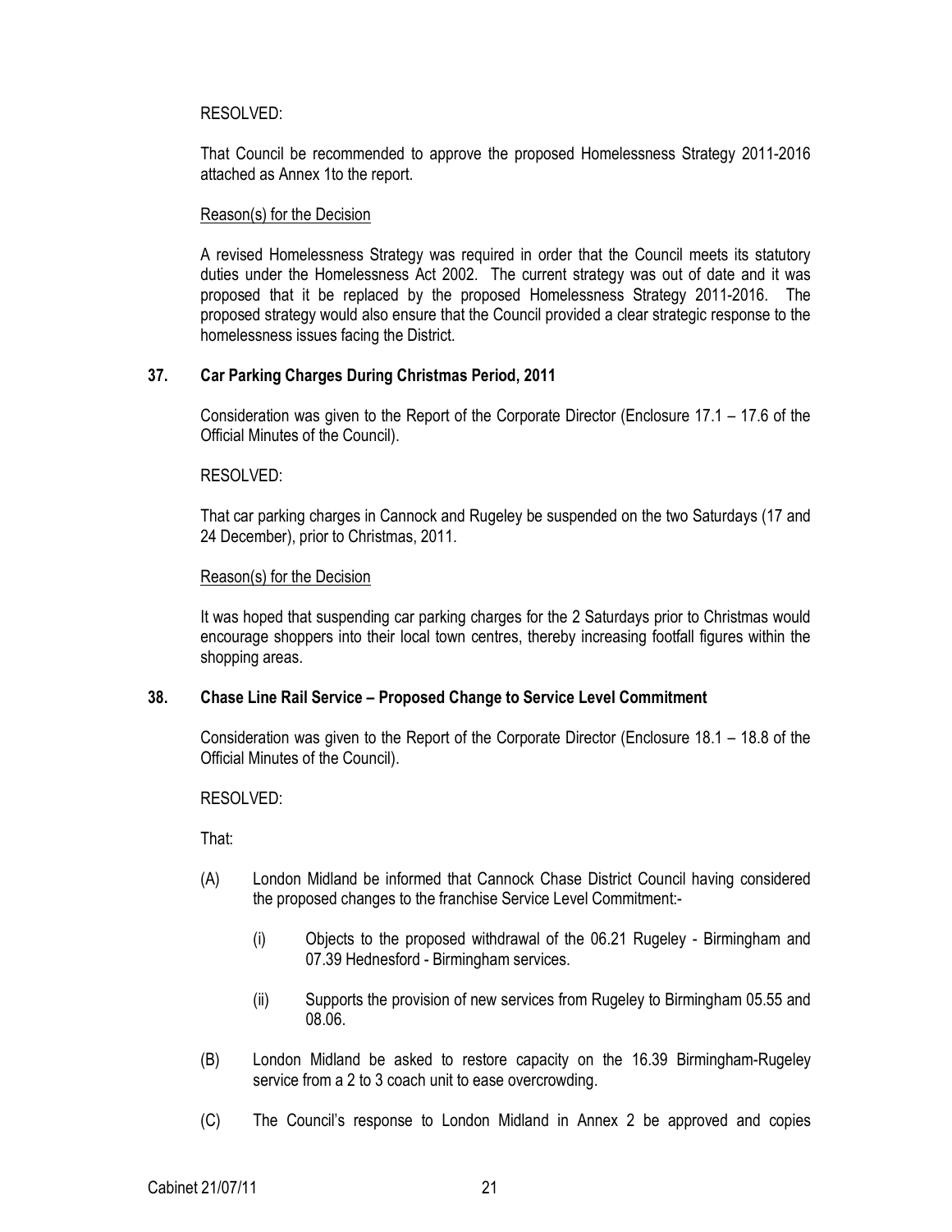RESOLVED:

That Council be recommended to approve the proposed Homelessness Strategy 2011-2016 attached as Annex 1to the report.

Reason(s) for the Decision

A revised Homelessness Strategy was required in order that the Council meets its statutory duties under the Homelessness Act 2002. The current strategy was out of date and it was proposed that it be replaced by the proposed Homelessness Strategy 2011-2016. The proposed strategy would also ensure that the Council provided a clear strategic response to the homelessness issues facing the District.

## 37. Car Parking Charges During Christmas Period, 2011

Consideration was given to the Report of the Corporate Director (Enclosure 17.1 – 17.6 of the Official Minutes of the Council).

RESOLVED:

That car parking charges in Cannock and Rugeley be suspended on the two Saturdays (17 and 24 December), prior to Christmas, 2011.

Reason(s) for the Decision

It was hoped that suspending car parking charges for the 2 Saturdays prior to Christmas would encourage shoppers into their local town centres, thereby increasing footfall figures within the shopping areas.

## 38. Chase Line Rail Service – Proposed Change to Service Level Commitment

Consideration was given to the Report of the Corporate Director (Enclosure 18.1 – 18.8 of the Official Minutes of the Council).

RESOLVED:

That:

(A) London Midland be informed that Cannock Chase District Council having considered the proposed changes to the franchise Service Level Commitment:-

(i) Objects to the proposed withdrawal of the 06.21 Rugeley - Birmingham and 07.39 Hednesford - Birmingham services.

(ii) Supports the provision of new services from Rugeley to Birmingham 05.55 and 08.06.

(B) London Midland be asked to restore capacity on the 16.39 Birmingham-Rugeley service from a 2 to 3 coach unit to ease overcrowding.

(C) The Council's response to London Midland in Annex 2 be approved and copies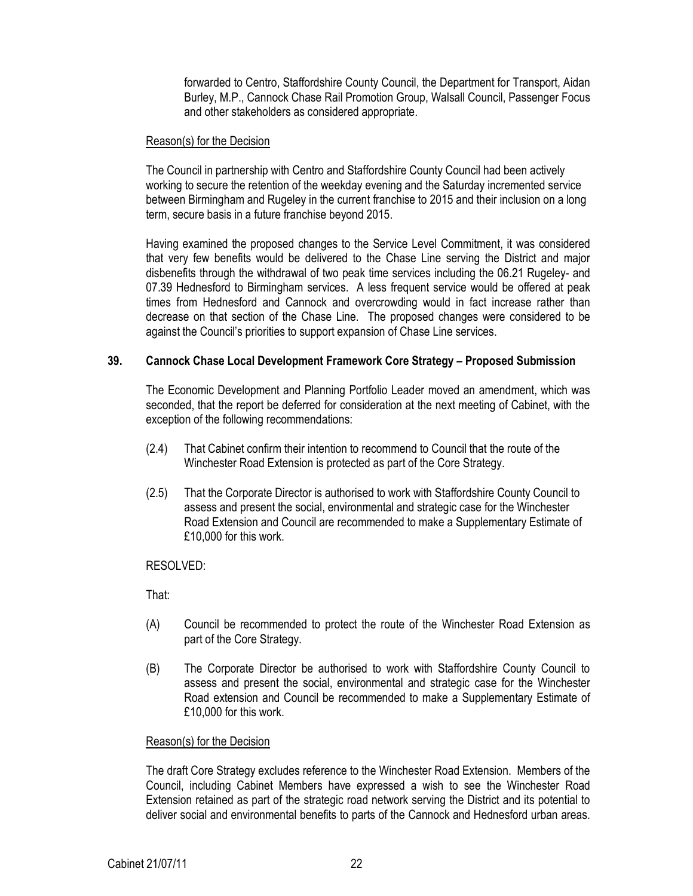forwarded to Centro, Staffordshire County Council, the Department for Transport, Aidan Burley, M.P., Cannock Chase Rail Promotion Group, Walsall Council, Passenger Focus and other stakeholders as considered appropriate.

Reason(s) for the Decision

The Council in partnership with Centro and Staffordshire County Council had been actively working to secure the retention of the weekday evening and the Saturday incremented service between Birmingham and Rugeley in the current franchise to 2015 and their inclusion on a long term, secure basis in a future franchise beyond 2015.

Having examined the proposed changes to the Service Level Commitment, it was considered that very few benefits would be delivered to the Chase Line serving the District and major disbenefits through the withdrawal of two peak time services including the 06.21 Rugeley- and 07.39 Hednesford to Birmingham services. A less frequent service would be offered at peak times from Hednesford and Cannock and overcrowding would in fact increase rather than decrease on that section of the Chase Line. The proposed changes were considered to be against the Council's priorities to support expansion of Chase Line services.

## 39. Cannock Chase Local Development Framework Core Strategy – Proposed Submission

The Economic Development and Planning Portfolio Leader moved an amendment, which was seconded, that the report be deferred for consideration at the next meeting of Cabinet, with the exception of the following recommendations:

(2.4) That Cabinet confirm their intention to recommend to Council that the route of the Winchester Road Extension is protected as part of the Core Strategy.

(2.5) That the Corporate Director is authorised to work with Staffordshire County Council to assess and present the social, environmental and strategic case for the Winchester Road Extension and Council are recommended to make a Supplementary Estimate of £10,000 for this work.

RESOLVED:

That:

(A) Council be recommended to protect the route of the Winchester Road Extension as part of the Core Strategy.

(B) The Corporate Director be authorised to work with Staffordshire County Council to assess and present the social, environmental and strategic case for the Winchester Road extension and Council be recommended to make a Supplementary Estimate of £10,000 for this work.

Reason(s) for the Decision

The draft Core Strategy excludes reference to the Winchester Road Extension. Members of the Council, including Cabinet Members have expressed a wish to see the Winchester Road Extension retained as part of the strategic road network serving the District and its potential to deliver social and environmental benefits to parts of the Cannock and Hednesford urban areas.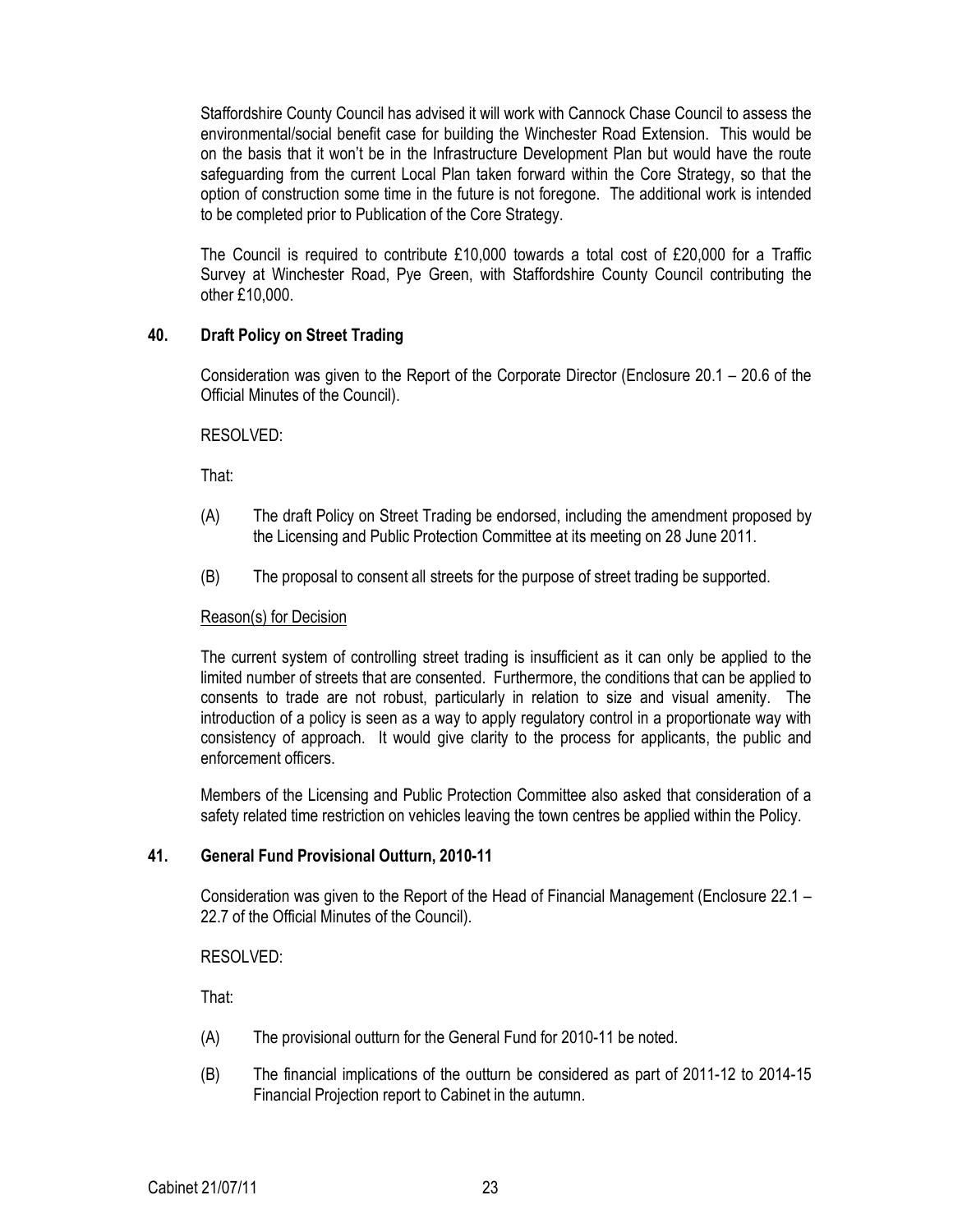Staffordshire County Council has advised it will work with Cannock Chase Council to assess the environmental/social benefit case for building the Winchester Road Extension. This would be on the basis that it won't be in the Infrastructure Development Plan but would have the route safeguarding from the current Local Plan taken forward within the Core Strategy, so that the option of construction some time in the future is not foregone. The additional work is intended to be completed prior to Publication of the Core Strategy.

The Council is required to contribute £10,000 towards a total cost of £20,000 for a Traffic Survey at Winchester Road, Pye Green, with Staffordshire County Council contributing the other £10,000.

### 40. Draft Policy on Street Trading

Consideration was given to the Report of the Corporate Director (Enclosure 20.1 – 20.6 of the Official Minutes of the Council).

RESOLVED:

That:

(A) The draft Policy on Street Trading be endorsed, including the amendment proposed by the Licensing and Public Protection Committee at its meeting on 28 June 2011.

(B) The proposal to consent all streets for the purpose of street trading be supported.

Reason(s) for Decision

The current system of controlling street trading is insufficient as it can only be applied to the limited number of streets that are consented. Furthermore, the conditions that can be applied to consents to trade are not robust, particularly in relation to size and visual amenity. The introduction of a policy is seen as a way to apply regulatory control in a proportionate way with consistency of approach. It would give clarity to the process for applicants, the public and enforcement officers.

Members of the Licensing and Public Protection Committee also asked that consideration of a safety related time restriction on vehicles leaving the town centres be applied within the Policy.

### 41. General Fund Provisional Outturn, 2010-11

Consideration was given to the Report of the Head of Financial Management (Enclosure 22.1 – 22.7 of the Official Minutes of the Council).

RESOLVED:

That:

(A) The provisional outturn for the General Fund for 2010-11 be noted.

(B) The financial implications of the outturn be considered as part of 2011-12 to 2014-15 Financial Projection report to Cabinet in the autumn.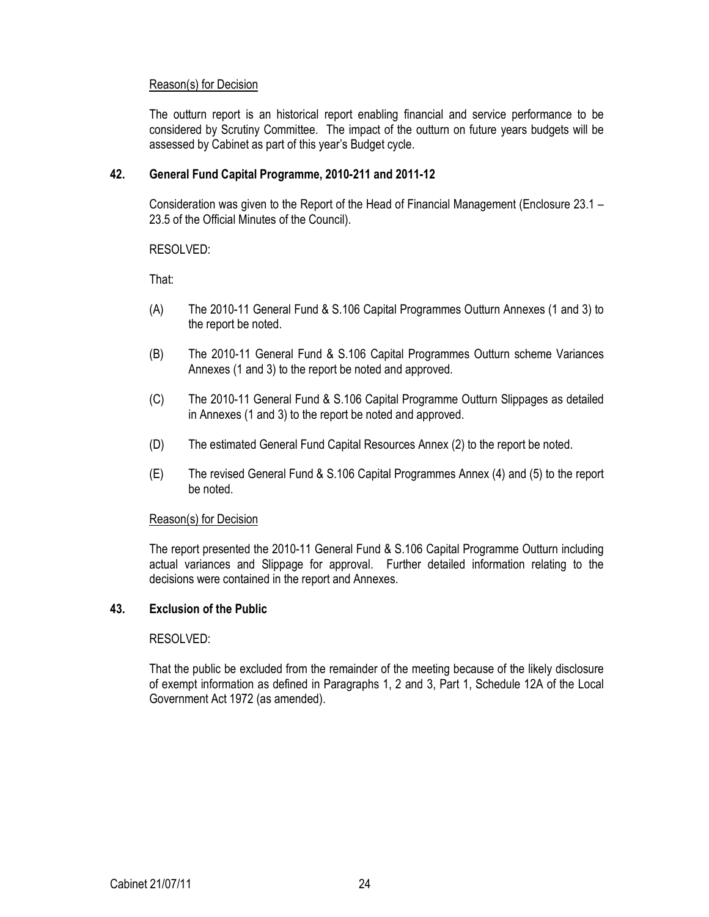Reason(s) for Decision

The outturn report is an historical report enabling financial and service performance to be considered by Scrutiny Committee. The impact of the outturn on future years budgets will be assessed by Cabinet as part of this year's Budget cycle.

**42. General Fund Capital Programme, 2010-211 and 2011-12**

Consideration was given to the Report of the Head of Financial Management (Enclosure 23.1 – 23.5 of the Official Minutes of the Council).

RESOLVED:

That:

(A) The 2010-11 General Fund & S.106 Capital Programmes Outturn Annexes (1 and 3) to the report be noted.

(B) The 2010-11 General Fund & S.106 Capital Programmes Outturn scheme Variances Annexes (1 and 3) to the report be noted and approved.

(C) The 2010-11 General Fund & S.106 Capital Programme Outturn Slippages as detailed in Annexes (1 and 3) to the report be noted and approved.

(D) The estimated General Fund Capital Resources Annex (2) to the report be noted.

(E) The revised General Fund & S.106 Capital Programmes Annex (4) and (5) to the report be noted.

Reason(s) for Decision

The report presented the 2010-11 General Fund & S.106 Capital Programme Outturn including actual variances and Slippage for approval. Further detailed information relating to the decisions were contained in the report and Annexes.

**43. Exclusion of the Public**

RESOLVED:

That the public be excluded from the remainder of the meeting because of the likely disclosure of exempt information as defined in Paragraphs 1, 2 and 3, Part 1, Schedule 12A of the Local Government Act 1972 (as amended).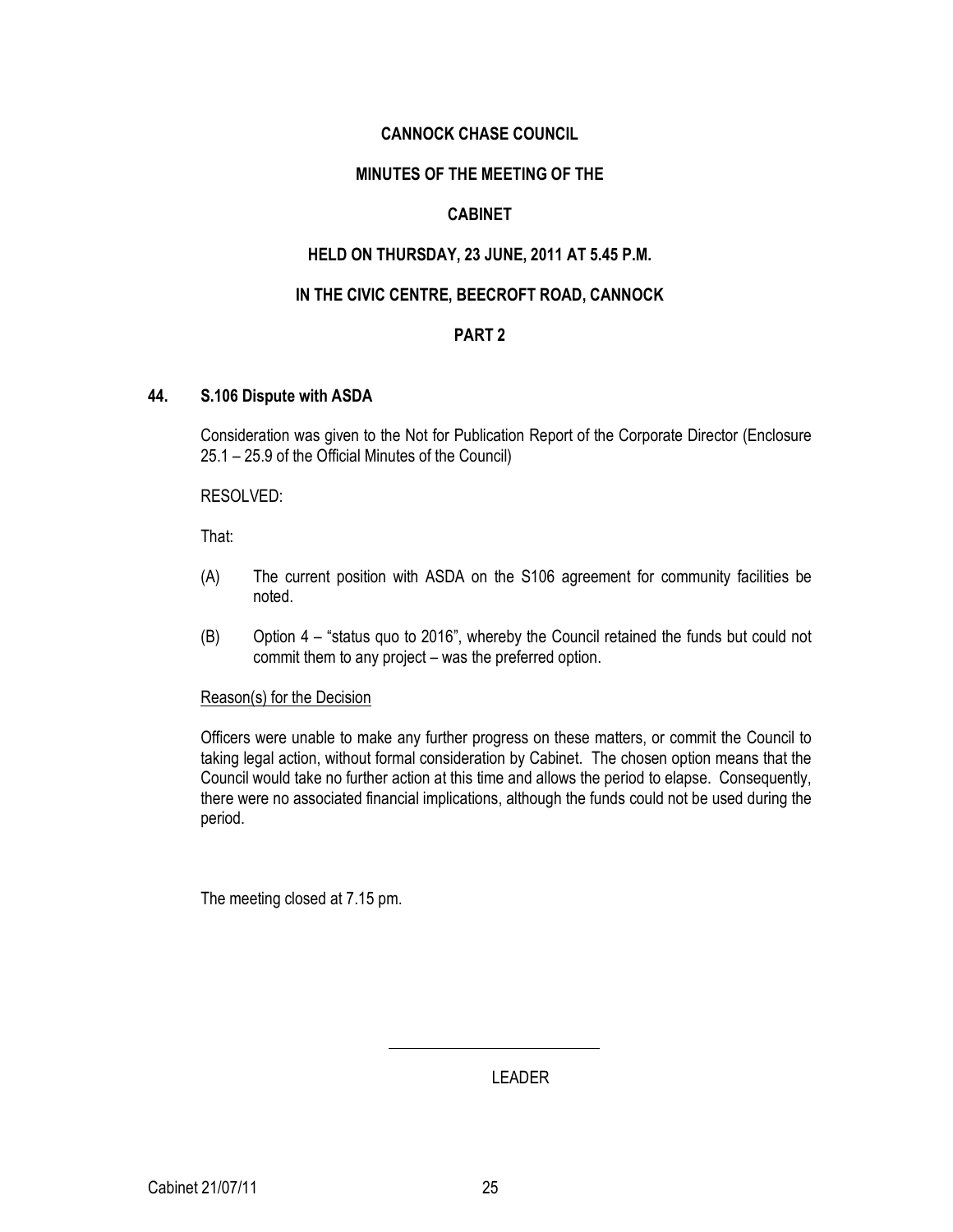**CANNOCK CHASE COUNCIL**

**MINUTES OF THE MEETING OF THE**

**CABINET**

**HELD ON THURSDAY, 23 JUNE, 2011 AT 5.45 P.M.**

**IN THE CIVIC CENTRE, BEECROFT ROAD, CANNOCK**

**PART 2**

**44. S.106 Dispute with ASDA**

Consideration was given to the Not for Publication Report of the Corporate Director (Enclosure 25.1 – 25.9 of the Official Minutes of the Council)

RESOLVED:

That:

(A) The current position with ASDA on the S106 agreement for community facilities be noted.

(B) Option 4 – "status quo to 2016", whereby the Council retained the funds but could not commit them to any project – was the preferred option.

Reason(s) for the Decision

Officers were unable to make any further progress on these matters, or commit the Council to taking legal action, without formal consideration by Cabinet. The chosen option means that the Council would take no further action at this time and allows the period to elapse. Consequently, there were no associated financial implications, although the funds could not be used during the period.

The meeting closed at 7.15 pm.

LEADER